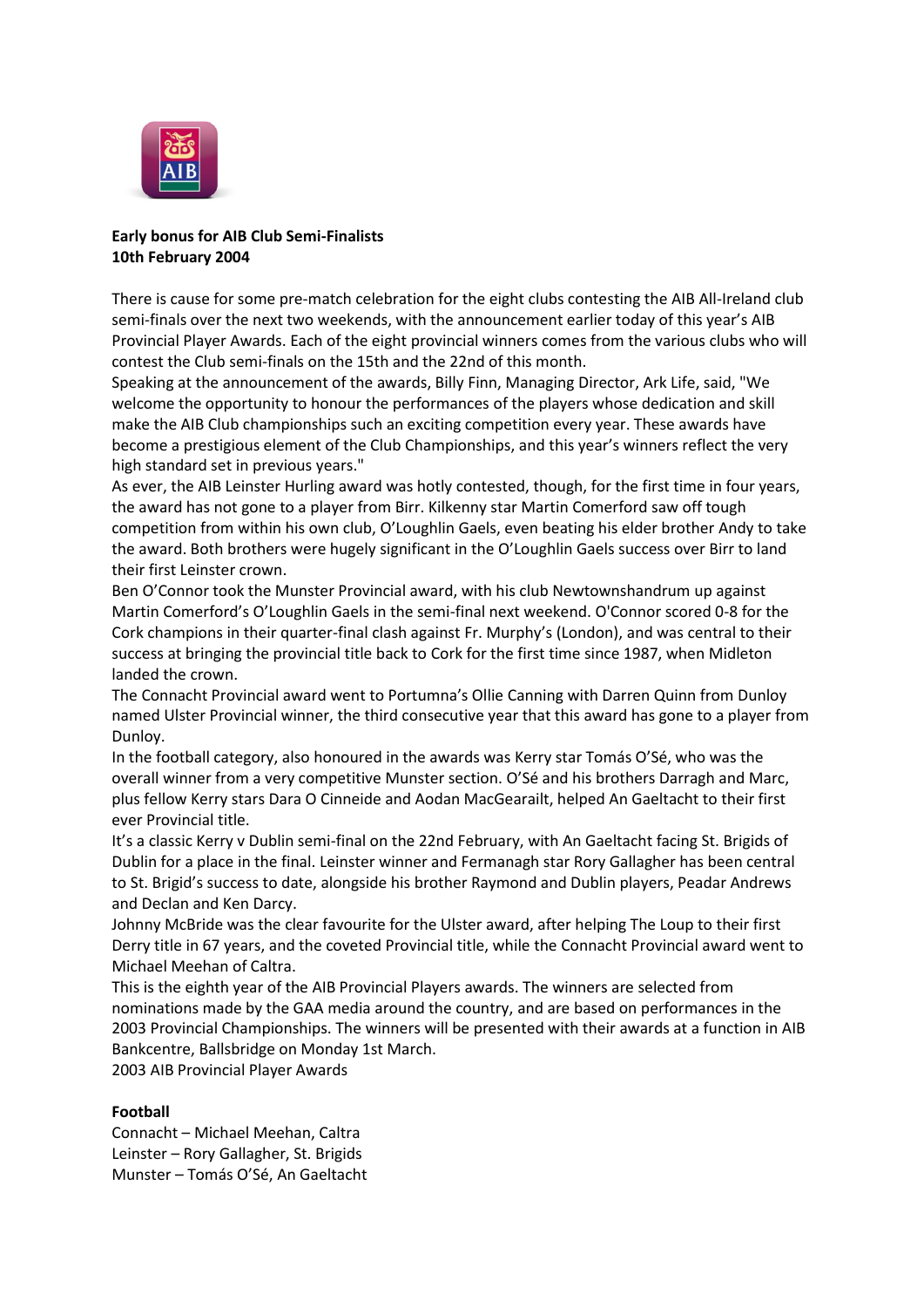**Early bonus for AIB Club Semi-Finalists**
**10th February 2004**

There is cause for some pre-match celebration for the eight clubs contesting the AIB All-Ireland club semi-finals over the next two weekends, with the announcement earlier today of this year's AIB Provincial Player Awards. Each of the eight provincial winners comes from the various clubs who will contest the Club semi-finals on the 15th and the 22nd of this month.

Speaking at the announcement of the awards, Billy Finn, Managing Director, Ark Life, said, "We welcome the opportunity to honour the performances of the players whose dedication and skill make the AIB Club championships such an exciting competition every year. These awards have become a prestigious element of the Club Championships, and this year's winners reflect the very high standard set in previous years."

As ever, the AIB Leinster Hurling award was hotly contested, though, for the first time in four years, the award has not gone to a player from Birr. Kilkenny star Martin Comerford saw off tough competition from within his own club, O'Loughlin Gaels, even beating his elder brother Andy to take the award. Both brothers were hugely significant in the O'Loughlin Gaels success over Birr to land their first Leinster crown.

Ben O'Connor took the Munster Provincial award, with his club Newtownshandrum up against Martin Comerford's O'Loughlin Gaels in the semi-final next weekend. O'Connor scored 0-8 for the Cork champions in their quarter-final clash against Fr. Murphy's (London), and was central to their success at bringing the provincial title back to Cork for the first time since 1987, when Midleton landed the crown.

The Connacht Provincial award went to Portumna's Ollie Canning with Darren Quinn from Dunloy named Ulster Provincial winner, the third consecutive year that this award has gone to a player from Dunloy.

In the football category, also honoured in the awards was Kerry star Tomás O'Sé, who was the overall winner from a very competitive Munster section. O'Sé and his brothers Darragh and Marc, plus fellow Kerry stars Dara O Cinneide and Aodan MacGearailt, helped An Gaeltacht to their first ever Provincial title.

It's a classic Kerry v Dublin semi-final on the 22nd February, with An Gaeltacht facing St. Brigids of Dublin for a place in the final. Leinster winner and Fermanagh star Rory Gallagher has been central to St. Brigid's success to date, alongside his brother Raymond and Dublin players, Peadar Andrews and Declan and Ken Darcy.

Johnny McBride was the clear favourite for the Ulster award, after helping The Loup to their first Derry title in 67 years, and the coveted Provincial title, while the Connacht Provincial award went to Michael Meehan of Caltra.

This is the eighth year of the AIB Provincial Players awards. The winners are selected from nominations made by the GAA media around the country, and are based on performances in the 2003 Provincial Championships. The winners will be presented with their awards at a function in AIB Bankcentre, Ballsbridge on Monday 1st March.

2003 AIB Provincial Player Awards

**Football**

Connacht – Michael Meehan, Caltra
Leinster – Rory Gallagher, St. Brigids
Munster – Tomás O'Sé, An Gaeltacht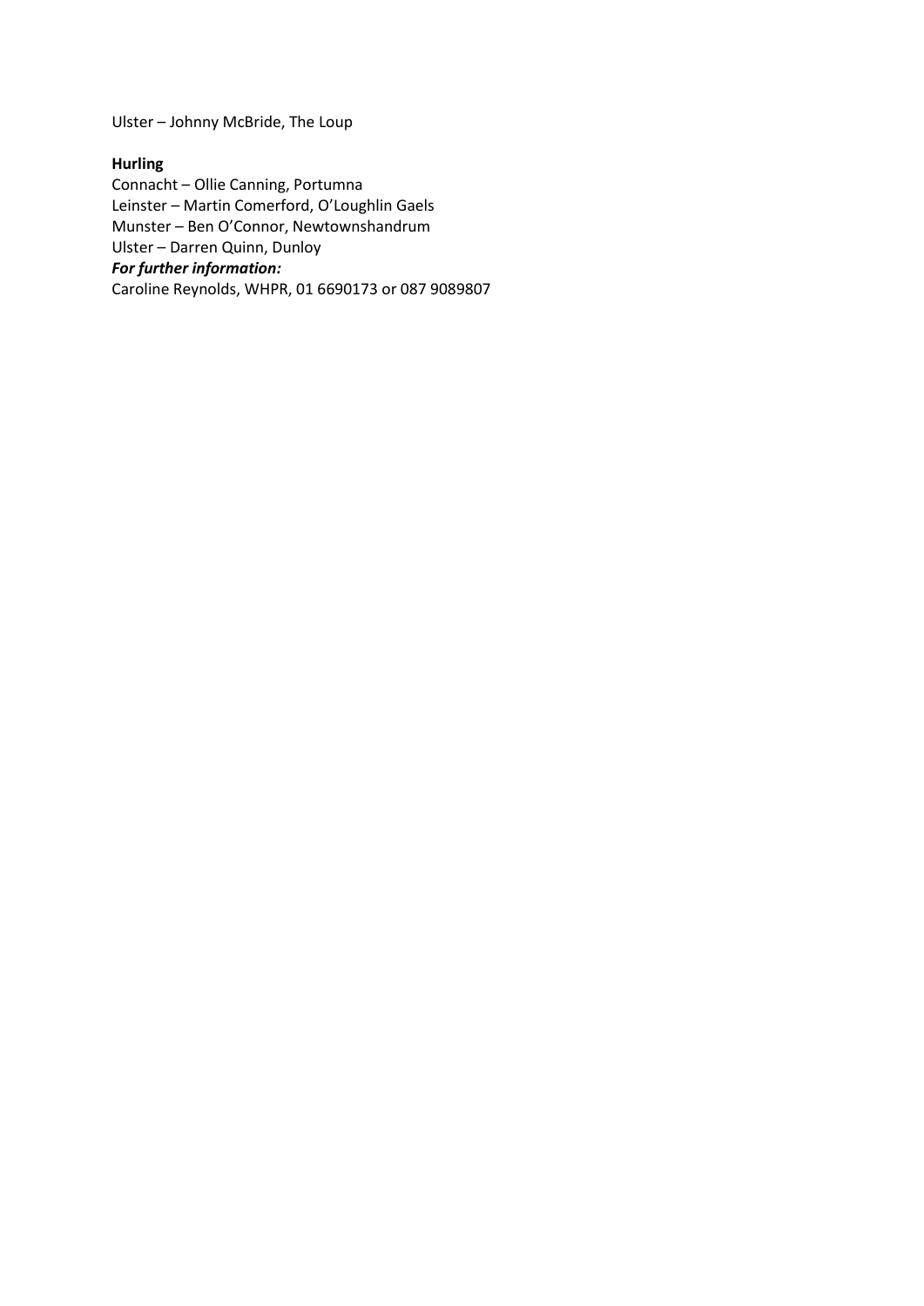Ulster – Johnny McBride, The Loup

**Hurling**

Connacht – Ollie Canning, Portumna
Leinster – Martin Comerford, O'Loughlin Gaels
Munster – Ben O'Connor, Newtownshandrum
Ulster – Darren Quinn, Dunloy

***For further information:***

Caroline Reynolds, WHPR, 01 6690173 or 087 9089807